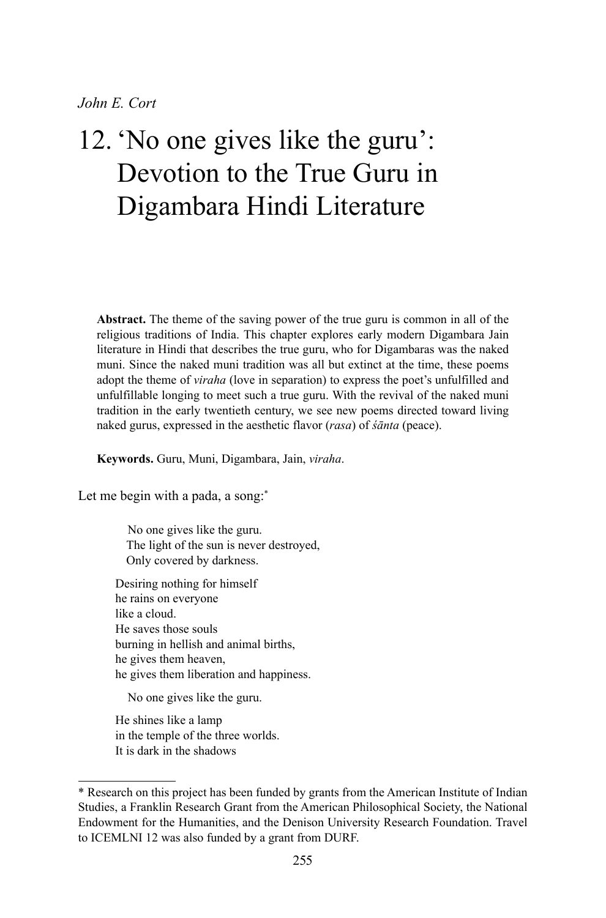*John E. Cort*

# 12. 'No one gives like the guru': Devotion to the True Guru in Digambara Hindi Literature

**Abstract.** The theme of the saving power of the true guru is common in all of the religious traditions of India. This chapter explores early modern Digambara Jain literature in Hindi that describes the true guru, who for Digambaras was the naked muni. Since the naked muni tradition was all but extinct at the time, these poems adopt the theme of *viraha* (love in separation) to express the poet's unfulfilled and unfulfillable longing to meet such a true guru. With the revival of the naked muni tradition in the early twentieth century, we see new poems directed toward living naked gurus, expressed in the aesthetic flavor (*rasa*) of *śānta* (peace).

**Keywords.** Guru, Muni, Digambara, Jain, *viraha*.

Let me begin with a pada, a song:[*]

> No one gives like the guru.
> The light of the sun is never destroyed,
> Only covered by darkness.
>
> Desiring nothing for himself
> he rains on everyone
> like a cloud.
> He saves those souls
> burning in hellish and animal births,
> he gives them heaven,
> he gives them liberation and happiness.
>
> No one gives like the guru.
>
> He shines like a lamp
> in the temple of the three worlds.
> It is dark in the shadows

[*] Research on this project has been funded by grants from the American Institute of Indian Studies, a Franklin Research Grant from the American Philosophical Society, the National Endowment for the Humanities, and the Denison University Research Foundation. Travel to ICEMLNI 12 was also funded by a grant from DURF.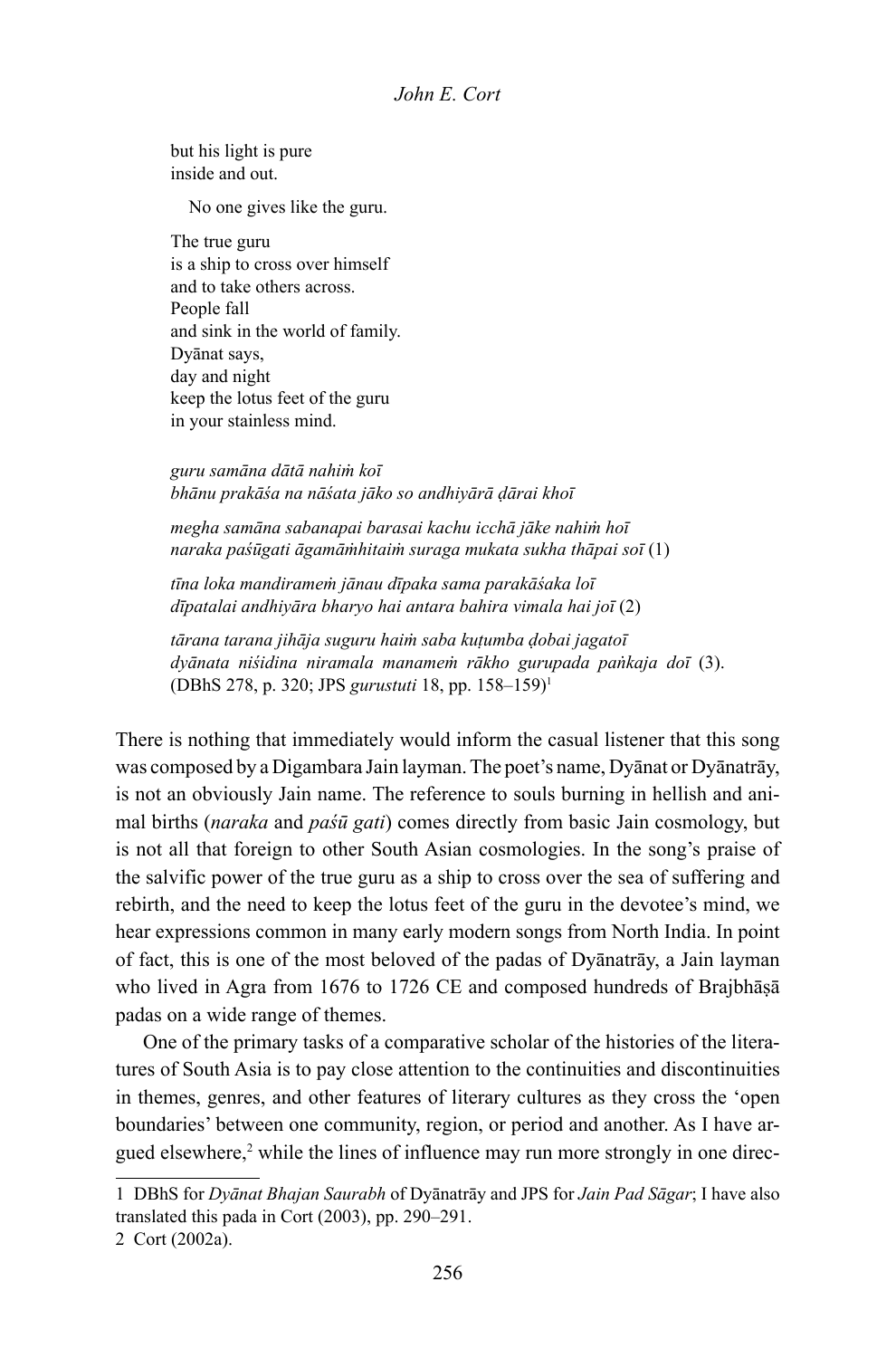but his light is pure  
inside and out.

No one gives like the guru.

The true guru  
is a ship to cross over himself  
and to take others across.  
People fall  
and sink in the world of family.  
Dyānat says,  
day and night  
keep the lotus feet of the guru  
in your stainless mind.

*guru samāna dātā nahiṁ koī*  
*bhānu prakāśa na nāśata jāko so andhiyārā ḍārai khoī*

*megha samāna sabanapai barasai kachu icchā jāke nahiṁ hoī*  
*naraka paśūgati āgamāṁhitaiṁ suraga mukata sukha thāpai soī* (1)

*tīna loka mandiramen jānau dīpaka sama parakāśaka loī*  
*dīpatalai andhiyāra bharyo hai antara bahira vimala hai joī* (2)

*tārana tarana jihāja suguru haiṁ saba kuṭumba ḍobai jagatoī*  
*dyānata niśidina niramala manameṁ rākho gurupada paṅkaja doī* (3).  
(DBhS 278, p. 320; JPS *gurustuti* 18, pp. 158–159)[1]

There is nothing that immediately would inform the casual listener that this song was composed by a Digambara Jain layman. The poet's name, Dyānat or Dyānatrāy, is not an obviously Jain name. The reference to souls burning in hellish and animal births (*naraka* and *paśū gati*) comes directly from basic Jain cosmology, but is not all that foreign to other South Asian cosmologies. In the song's praise of the salvific power of the true guru as a ship to cross over the sea of suffering and rebirth, and the need to keep the lotus feet of the guru in the devotee's mind, we hear expressions common in many early modern songs from North India. In point of fact, this is one of the most beloved of the padas of Dyānatrāy, a Jain layman who lived in Agra from 1676 to 1726 CE and composed hundreds of Brajbhāṣā padas on a wide range of themes.

One of the primary tasks of a comparative scholar of the histories of the literatures of South Asia is to pay close attention to the continuities and discontinuities in themes, genres, and other features of literary cultures as they cross the 'open boundaries' between one community, region, or period and another. As I have argued elsewhere,[2] while the lines of influence may run more strongly in one direc-

---

1 DBhS for *Dyānat Bhajan Saurabh* of Dyānatrāy and JPS for *Jain Pad Sāgar*; I have also translated this pada in Cort (2003), pp. 290–291.

2 Cort (2002a).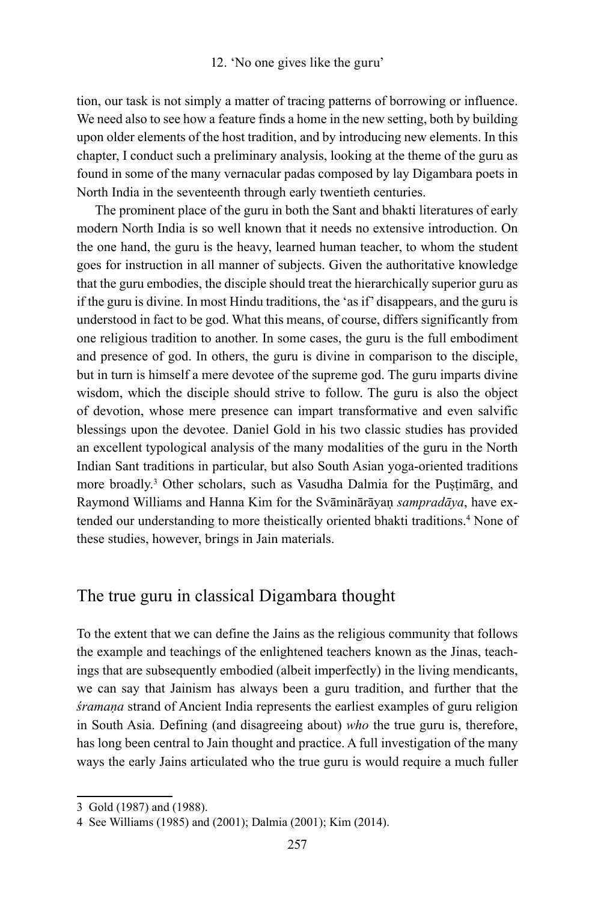tion, our task is not simply a matter of tracing patterns of borrowing or influence. We need also to see how a feature finds a home in the new setting, both by building upon older elements of the host tradition, and by introducing new elements. In this chapter, I conduct such a preliminary analysis, looking at the theme of the guru as found in some of the many vernacular padas composed by lay Digambara poets in North India in the seventeenth through early twentieth centuries.

The prominent place of the guru in both the Sant and bhakti literatures of early modern North India is so well known that it needs no extensive introduction. On the one hand, the guru is the heavy, learned human teacher, to whom the student goes for instruction in all manner of subjects. Given the authoritative knowledge that the guru embodies, the disciple should treat the hierarchically superior guru as if the guru is divine. In most Hindu traditions, the 'as if' disappears, and the guru is understood in fact to be god. What this means, of course, differs significantly from one religious tradition to another. In some cases, the guru is the full embodiment and presence of god. In others, the guru is divine in comparison to the disciple, but in turn is himself a mere devotee of the supreme god. The guru imparts divine wisdom, which the disciple should strive to follow. The guru is also the object of devotion, whose mere presence can impart transformative and even salvific blessings upon the devotee. Daniel Gold in his two classic studies has provided an excellent typological analysis of the many modalities of the guru in the North Indian Sant traditions in particular, but also South Asian yoga-oriented traditions more broadly.[3] Other scholars, such as Vasudha Dalmia for the Puṣṭimārg, and Raymond Williams and Hanna Kim for the Svāminārāyaṇ *sampradāya*, have extended our understanding to more theistically oriented bhakti traditions.[4] None of these studies, however, brings in Jain materials.

## The true guru in classical Digambara thought

To the extent that we can define the Jains as the religious community that follows the example and teachings of the enlightened teachers known as the Jinas, teachings that are subsequently embodied (albeit imperfectly) in the living mendicants, we can say that Jainism has always been a guru tradition, and further that the *śramaṇa* strand of Ancient India represents the earliest examples of guru religion in South Asia. Defining (and disagreeing about) *who* the true guru is, therefore, has long been central to Jain thought and practice. A full investigation of the many ways the early Jains articulated who the true guru is would require a much fuller

---

3 Gold (1987) and (1988).

4 See Williams (1985) and (2001); Dalmia (2001); Kim (2014).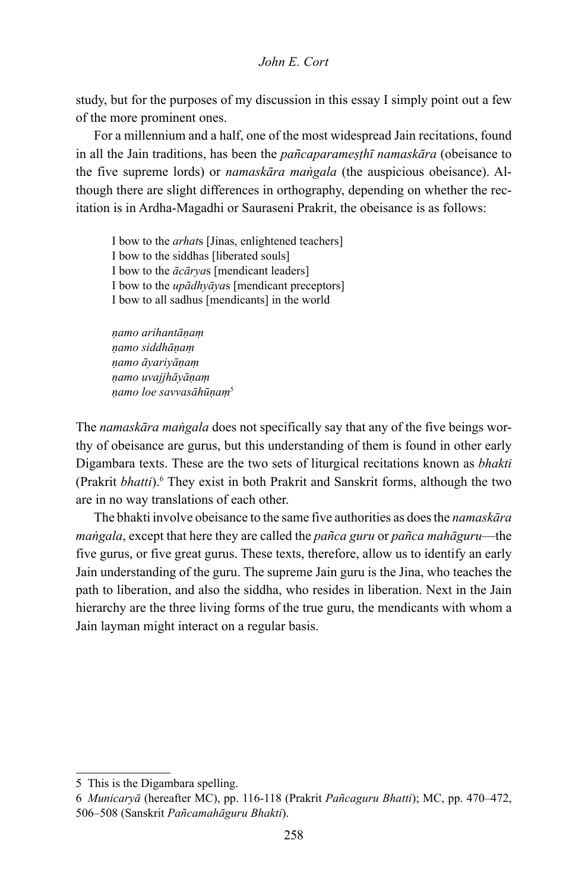study, but for the purposes of my discussion in this essay I simply point out a few of the more prominent ones.

For a millennium and a half, one of the most widespread Jain recitations, found in all the Jain traditions, has been the *pañcaparameṣṭhī namaskāra* (obeisance to the five supreme lords) or *namaskāra maṅgala* (the auspicious obeisance). Although there are slight differences in orthography, depending on whether the recitation is in Ardha-Magadhi or Sauraseni Prakrit, the obeisance is as follows:

> I bow to the *arhat*s [Jinas, enlightened teachers]
> I bow to the siddhas [liberated souls]
> I bow to the *ācārya*s [mendicant leaders]
> I bow to the *upādhyāya*s [mendicant preceptors]
> I bow to all sadhus [mendicants] in the world
>
> *ṇamo arihantāṇaṃ*
> *ṇamo siddhāṇaṃ*
> *ṇamo āyariyāṇaṃ*
> *ṇamo uvajjhāyāṇaṃ*
> *ṇamo loe savvasāhūṇaṃ*[5]

The *namaskāra maṅgala* does not specifically say that any of the five beings worthy of obeisance are gurus, but this understanding of them is found in other early Digambara texts. These are the two sets of liturgical recitations known as *bhakti* (Prakrit *bhatti*).[6] They exist in both Prakrit and Sanskrit forms, although the two are in no way translations of each other.

The bhakti involve obeisance to the same five authorities as does the *namaskāra maṅgala*, except that here they are called the *pañca guru* or *pañca mahāguru*—the five gurus, or five great gurus. These texts, therefore, allow us to identify an early Jain understanding of the guru. The supreme Jain guru is the Jina, who teaches the path to liberation, and also the siddha, who resides in liberation. Next in the Jain hierarchy are the three living forms of the true guru, the mendicants with whom a Jain layman might interact on a regular basis.

---

5 This is the Digambara spelling.

6 *Municaryā* (hereafter MC), pp. 116-118 (Prakrit *Pañcaguru Bhatti*); MC, pp. 470–472, 506–508 (Sanskrit *Pañcamahāguru Bhakti*).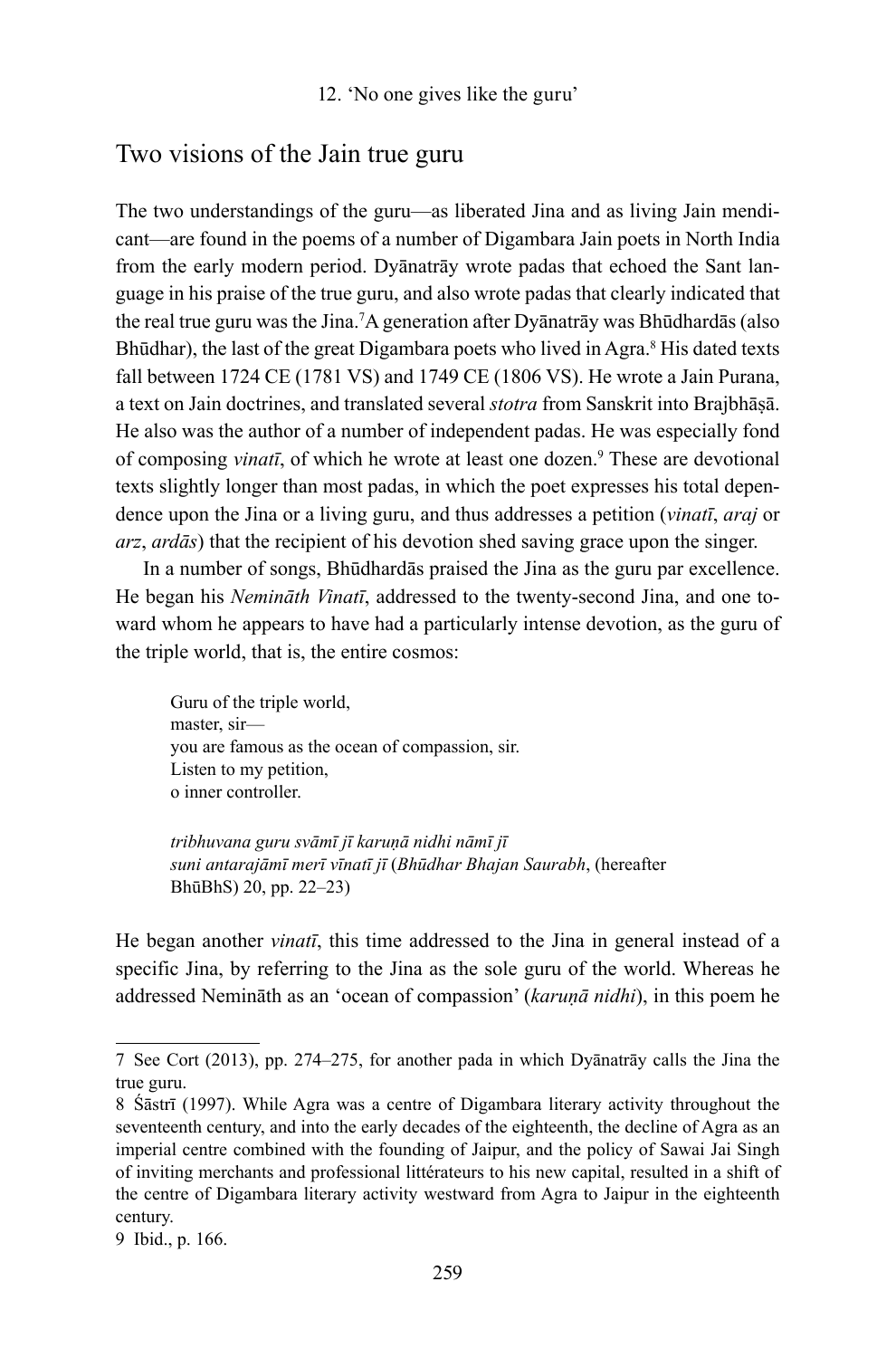## Two visions of the Jain true guru

The two understandings of the guru—as liberated Jina and as living Jain mendicant—are found in the poems of a number of Digambara Jain poets in North India from the early modern period. Dyānatrāy wrote padas that echoed the Sant language in his praise of the true guru, and also wrote padas that clearly indicated that the real true guru was the Jina.[7] A generation after Dyānatrāy was Bhūdhardās (also Bhūdhar), the last of the great Digambara poets who lived in Agra.[8] His dated texts fall between 1724 CE (1781 VS) and 1749 CE (1806 VS). He wrote a Jain Purana, a text on Jain doctrines, and translated several *stotra* from Sanskrit into Brajbhāṣā. He also was the author of a number of independent padas. He was especially fond of composing *vinatī*, of which he wrote at least one dozen.[9] These are devotional texts slightly longer than most padas, in which the poet expresses his total dependence upon the Jina or a living guru, and thus addresses a petition (*vinatī*, *araj* or *arz*, *ardās*) that the recipient of his devotion shed saving grace upon the singer.

In a number of songs, Bhūdhardās praised the Jina as the guru par excellence. He began his *Neminās Vinatī*, addressed to the twenty-second Jina, and one toward whom he appears to have had a particularly intense devotion, as the guru of the triple world, that is, the entire cosmos:

> Guru of the triple world,
> master, sir—
> you are famous as the ocean of compassion, sir.
> Listen to my petition,
> o inner controller.
>
> *tribhuvana guru svāmī jī karuṇā nidhi nāmī jī*
> *suni antarajāmī merī vīnatī jī* (*Bhūdhar Bhajan Saurabh*, (hereafter BhūBhS) 20, pp. 22–23)

He began another *vinatī*, this time addressed to the Jina in general instead of a specific Jina, by referring to the Jina as the sole guru of the world. Whereas he addressed Neminās as an 'ocean of compassion' (*karuṇā nidhi*), in this poem he

---

7 See Cort (2013), pp. 274–275, for another pada in which Dyānatrāy calls the Jina the true guru.

8 Śāstrī (1997). While Agra was a centre of Digambara literary activity throughout the seventeenth century, and into the early decades of the eighteenth, the decline of Agra as an imperial centre combined with the founding of Jaipur, and the policy of Sawai Jai Singh of inviting merchants and professional littérateurs to his new capital, resulted in a shift of the centre of Digambara literary activity westward from Agra to Jaipur in the eighteenth century.

9 Ibid., p. 166.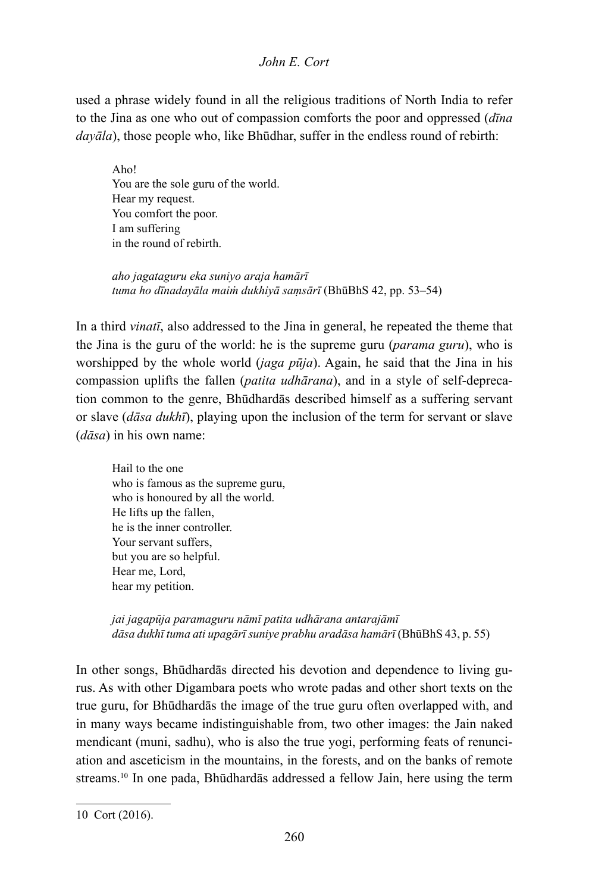used a phrase widely found in all the religious traditions of North India to refer to the Jina as one who out of compassion comforts the poor and oppressed (*dīna dayāla*), those people who, like Bhūdhar, suffer in the endless round of rebirth:

> Aho!  
> You are the sole guru of the world.  
> Hear my request.  
> You comfort the poor.  
> I am suffering  
> in the round of rebirth.
>
> *aho jagataguru eka suniyo araja hamārī*  
> *tuma ho dīnadayāla maiṁ dukhiyā saṃsārī* (BhūBhS 42, pp. 53–54)

In a third *vinatī*, also addressed to the Jina in general, he repeated the theme that the Jina is the guru of the world: he is the supreme guru (*parama guru*), who is worshipped by the whole world (*jaga pūja*). Again, he said that the Jina in his compassion uplifts the fallen (*patita udhārana*), and in a style of self-deprecation common to the genre, Bhūdhardās described himself as a suffering servant or slave (*dāsa dukhī*), playing upon the inclusion of the term for servant or slave (*dāsa*) in his own name:

> Hail to the one  
> who is famous as the supreme guru,  
> who is honoured by all the world.  
> He lifts up the fallen,  
> he is the inner controller.  
> Your servant suffers,  
> but you are so helpful.  
> Hear me, Lord,  
> hear my petition.
>
> *jai jagapūja paramaguru nāmī patita udhārana antarajāmī*  
> *dāsa dukhī tuma ati upagārī suniye prabhu aradāsa hamārī* (BhūBhS 43, p. 55)

In other songs, Bhūdhardās directed his devotion and dependence to living gurus. As with other Digambara poets who wrote padas and other short texts on the true guru, for Bhūdhardās the image of the true guru often overlapped with, and in many ways became indistinguishable from, two other images: the Jain naked mendicant (muni, sadhu), who is also the true yogi, performing feats of renunciation and asceticism in the mountains, in the forests, and on the banks of remote streams.[10] In one pada, Bhūdhardās addressed a fellow Jain, here using the term

---

10 Cort (2016).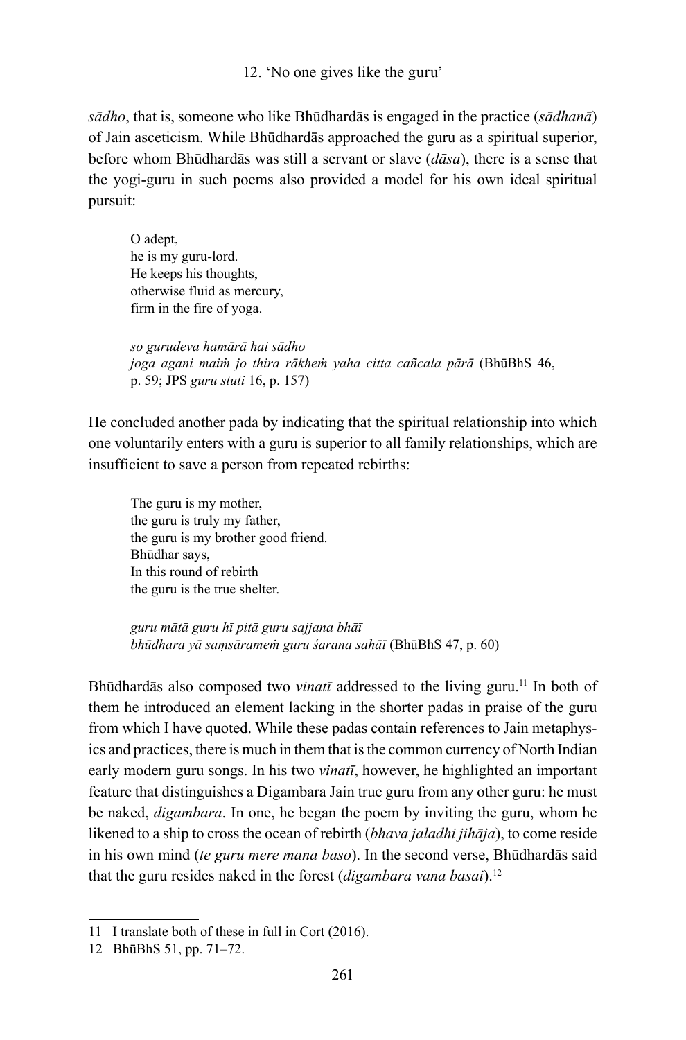*sādho*, that is, someone who like Bhūdhardās is engaged in the practice (*sādhanā*) of Jain asceticism. While Bhūdhardās approached the guru as a spiritual superior, before whom Bhūdhardās was still a servant or slave (*dāsa*), there is a sense that the yogi-guru in such poems also provided a model for his own ideal spiritual pursuit:

> O adept,
> he is my guru-lord.
> He keeps his thoughts,
> otherwise fluid as mercury,
> firm in the fire of yoga.
>
> *so gurudeva hamārā hai sādho*
> *joga agani maiṁ jo thira rākheṁ yaha citta cañcala pārā* (BhūBhS 46, p. 59; JPS *guru stuti* 16, p. 157)

He concluded another pada by indicating that the spiritual relationship into which one voluntarily enters with a guru is superior to all family relationships, which are insufficient to save a person from repeated rebirths:

> The guru is my mother,
> the guru is truly my father,
> the guru is my brother good friend.
> Bhūdhar says,
> In this round of rebirth
> the guru is the true shelter.
>
> *guru mātā guru hī pitā guru sajjana bhāī*
> *bhūdhara yā saṃsārameṁ guru śarana sahāī* (BhūBhS 47, p. 60)

Bhūdhardās also composed two *vinatī* addressed to the living guru.[11] In both of them he introduced an element lacking in the shorter padas in praise of the guru from which I have quoted. While these padas contain references to Jain metaphysics and practices, there is much in them that is the common currency of North Indian early modern guru songs. In his two *vinatī*, however, he highlighted an important feature that distinguishes a Digambara Jain true guru from any other guru: he must be naked, *digambara*. In one, he began the poem by inviting the guru, whom he likened to a ship to cross the ocean of rebirth (*bhava jaladhi jihāja*), to come reside in his own mind (*te guru mere mana baso*). In the second verse, Bhūdhardās said that the guru resides naked in the forest (*digambara vana basai*).[12]

---

11 I translate both of these in full in Cort (2016).

12 BhūBhS 51, pp. 71–72.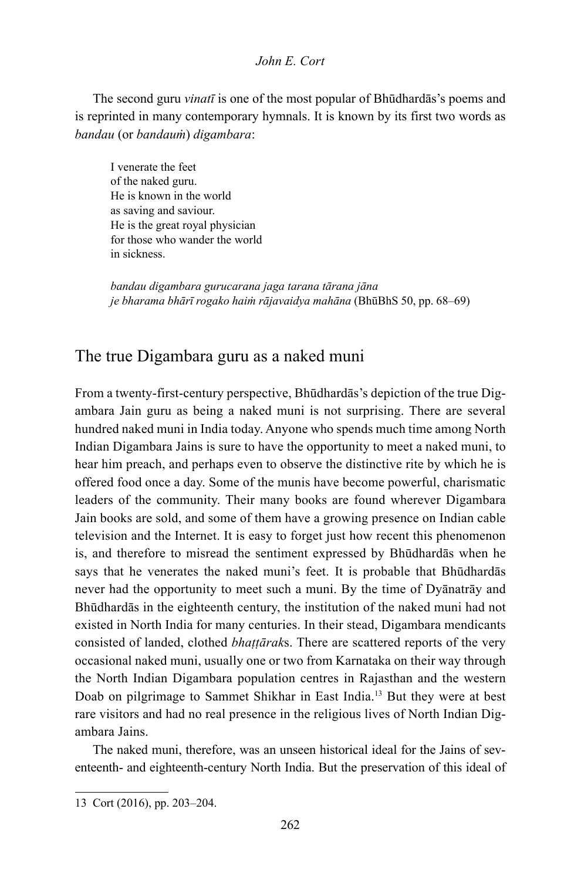The second guru *vinatī* is one of the most popular of Bhūdhardās's poems and is reprinted in many contemporary hymnals. It is known by its first two words as *bandau* (or *bandauṁ*) *digambara*:

> I venerate the feet
> of the naked guru.
> He is known in the world
> as saving and saviour.
> He is the great royal physician
> for those who wander the world
> in sickness.
>
> *bandau digambara gurucarana jaga tarana tārana jāna*
> *je bharama bhārī rogako haiṁ rājavaidya mahāna* (BhūBhS 50, pp. 68–69)

## The true Digambara guru as a naked muni

From a twenty-first-century perspective, Bhūdhardās's depiction of the true Digambara Jain guru as being a naked muni is not surprising. There are several hundred naked muni in India today. Anyone who spends much time among North Indian Digambara Jains is sure to have the opportunity to meet a naked muni, to hear him preach, and perhaps even to observe the distinctive rite by which he is offered food once a day. Some of the munis have become powerful, charismatic leaders of the community. Their many books are found wherever Digambara Jain books are sold, and some of them have a growing presence on Indian cable television and the Internet. It is easy to forget just how recent this phenomenon is, and therefore to misread the sentiment expressed by Bhūdhardās when he says that he venerates the naked muni's feet. It is probable that Bhūdhardās never had the opportunity to meet such a muni. By the time of Dyānatrāy and Bhūdhardās in the eighteenth century, the institution of the naked muni had not existed in North India for many centuries. In their stead, Digambara mendicants consisted of landed, clothed *bhaṭṭārak*s. There are scattered reports of the very occasional naked muni, usually one or two from Karnataka on their way through the North Indian Digambara population centres in Rajasthan and the western Doab on pilgrimage to Sammet Shikhar in East India.[13] But they were at best rare visitors and had no real presence in the religious lives of North Indian Digambara Jains.

The naked muni, therefore, was an unseen historical ideal for the Jains of seventeenth- and eighteenth-century North India. But the preservation of this ideal of

---

13 Cort (2016), pp. 203–204.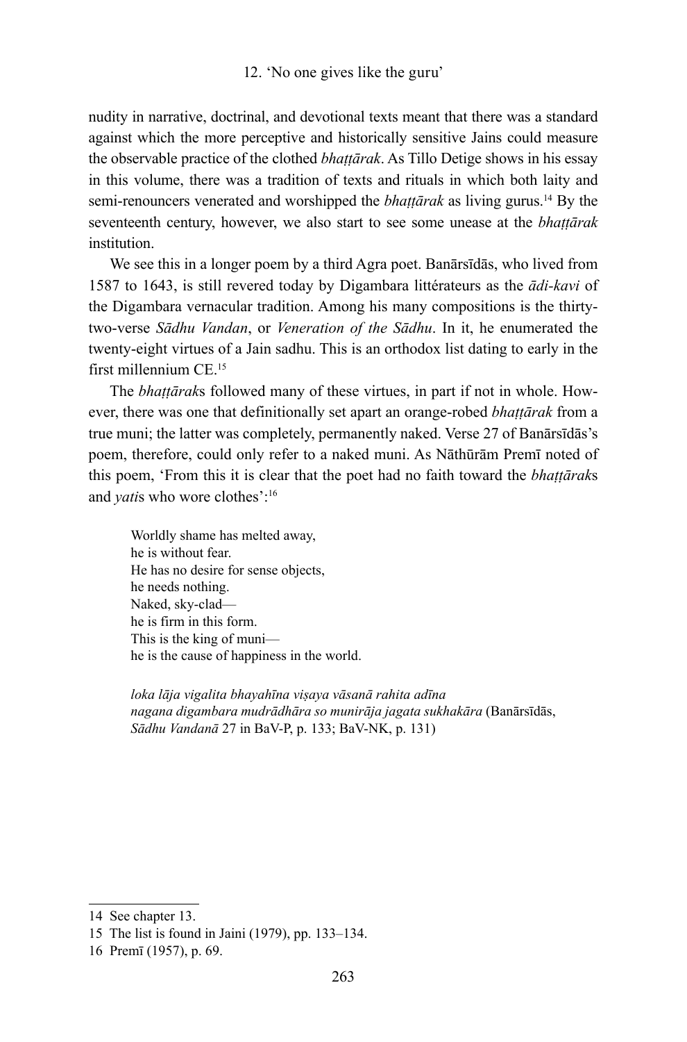nudity in narrative, doctrinal, and devotional texts meant that there was a standard against which the more perceptive and historically sensitive Jains could measure the observable practice of the clothed *bhaṭṭārak*. As Tillo Detige shows in his essay in this volume, there was a tradition of texts and rituals in which both laity and semi-renouncers venerated and worshipped the *bhaṭṭārak* as living gurus.[14] By the seventeenth century, however, we also start to see some unease at the *bhaṭṭārak* institution.

We see this in a longer poem by a third Agra poet. Banārsīdās, who lived from 1587 to 1643, is still revered today by Digambara littérateurs as the *ādi-kavi* of the Digambara vernacular tradition. Among his many compositions is the thirty-two-verse *Sādhu Vandan*, or *Veneration of the Sādhu*. In it, he enumerated the twenty-eight virtues of a Jain sadhu. This is an orthodox list dating to early in the first millennium CE.[15]

The *bhaṭṭārak*s followed many of these virtues, in part if not in whole. However, there was one that definitionally set apart an orange-robed *bhaṭṭārak* from a true muni; the latter was completely, permanently naked. Verse 27 of Banārsīdās's poem, therefore, could only refer to a naked muni. As Nāthūrām Premī noted of this poem, 'From this it is clear that the poet had no faith toward the *bhaṭṭārak*s and *yati*s who wore clothes':[16]

> Worldly shame has melted away,
> he is without fear.
> He has no desire for sense objects,
> he needs nothing.
> Naked, sky-clad—
> he is firm in this form.
> This is the king of muni—
> he is the cause of happiness in the world.
>
> *loka lāja vigalita bhayahīna viṣaya vāsanā rahita adīna*
> *nagana digambara mudrādhāra so munirāja jagata sukhakāra* (Banārsīdās, *Sādhu Vandanā* 27 in BaV-P, p. 133; BaV-NK, p. 131)

---

14 See chapter 13.

15 The list is found in Jaini (1979), pp. 133–134.

16 Premī (1957), p. 69.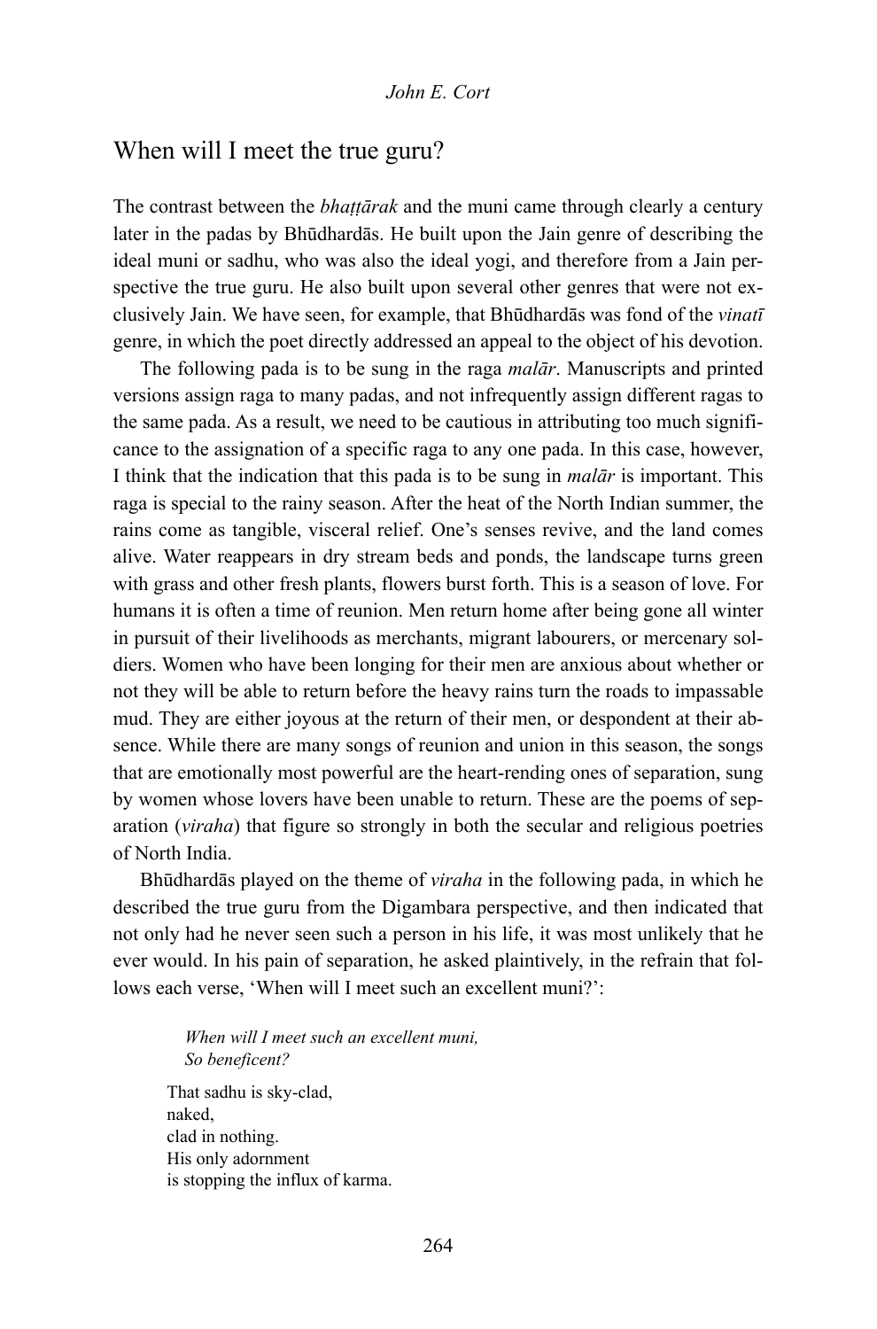## When will I meet the true guru?

The contrast between the *bhaṭṭārak* and the muni came through clearly a century later in the padas by Bhūdhardās. He built upon the Jain genre of describing the ideal muni or sadhu, who was also the ideal yogi, and therefore from a Jain perspective the true guru. He also built upon several other genres that were not exclusively Jain. We have seen, for example, that Bhūdhardās was fond of the *vinatī* genre, in which the poet directly addressed an appeal to the object of his devotion.

The following pada is to be sung in the raga *malār*. Manuscripts and printed versions assign raga to many padas, and not infrequently assign different ragas to the same pada. As a result, we need to be cautious in attributing too much significance to the assignation of a specific raga to any one pada. In this case, however, I think that the indication that this pada is to be sung in *malār* is important. This raga is special to the rainy season. After the heat of the North Indian summer, the rains come as tangible, visceral relief. One's senses revive, and the land comes alive. Water reappears in dry stream beds and ponds, the landscape turns green with grass and other fresh plants, flowers burst forth. This is a season of love. For humans it is often a time of reunion. Men return home after being gone all winter in pursuit of their livelihoods as merchants, migrant labourers, or mercenary soldiers. Women who have been longing for their men are anxious about whether or not they will be able to return before the heavy rains turn the roads to impassable mud. They are either joyous at the return of their men, or despondent at their absence. While there are many songs of reunion and union in this season, the songs that are emotionally most powerful are the heart-rending ones of separation, sung by women whose lovers have been unable to return. These are the poems of separation (*viraha*) that figure so strongly in both the secular and religious poetries of North India.

Bhūdhardās played on the theme of *viraha* in the following pada, in which he described the true guru from the Digambara perspective, and then indicated that not only had he never seen such a person in his life, it was most unlikely that he ever would. In his pain of separation, he asked plaintively, in the refrain that follows each verse, 'When will I meet such an excellent muni?':

> *When will I meet such an excellent muni,*
> *So beneficent?*
>
> That sadhu is sky-clad,
> naked,
> clad in nothing.
> His only adornment
> is stopping the influx of karma.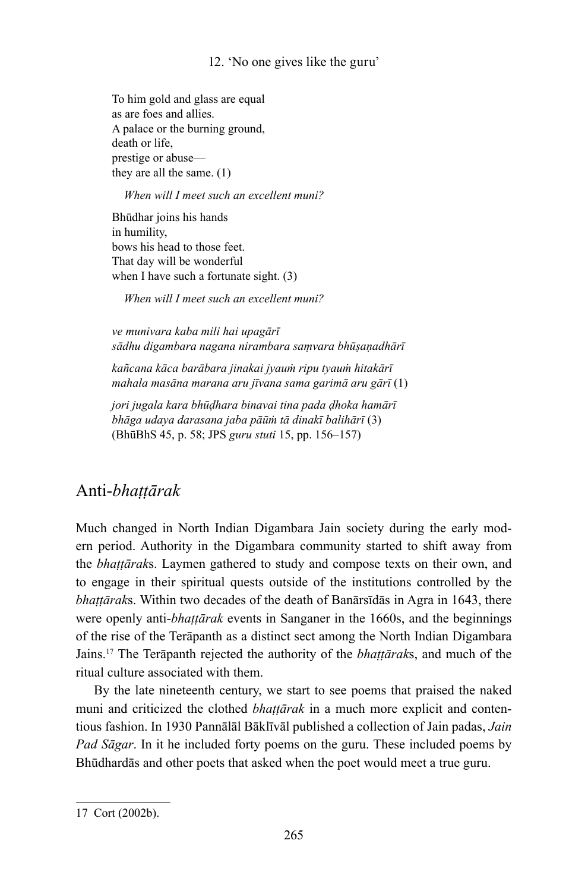To him gold and glass are equal
as are foes and allies.
A palace or the burning ground,
death or life,
prestige or abuse—
they are all the same. (1)

*When will I meet such an excellent muni?*

Bhūdhar joins his hands
in humility,
bows his head to those feet.
That day will be wonderful
when I have such a fortunate sight. (3)

*When will I meet such an excellent muni?*

*ve munivara kaba mili hai upagārī*
*sādhu digambara nagana nirambara saṃvara bhūṣaṇadhārī*

*kañcana kāca barābara jinakai jyauṁ ripu tyauṁ hitakārī*
*mahala masāna marana aru jīvana sama garimā aru gārī* (1)

*jori jugala kara bhūḍhara binavai tina pada ḍhoka hamārī*
*bhāga udaya darasana jaba pāūṁ tā dinakī balihārī* (3)
(BhūBhS 45, p. 58; JPS *guru stuti* 15, pp. 156–157)

## Anti-*bhaṭṭārak*

Much changed in North Indian Digambara Jain society during the early modern period. Authority in the Digambara community started to shift away from the *bhaṭṭārak*s. Laymen gathered to study and compose texts on their own, and to engage in their spiritual quests outside of the institutions controlled by the *bhaṭṭārak*s. Within two decades of the death of Banārsīdās in Agra in 1643, there were openly anti-*bhaṭṭārak* events in Sanganer in the 1660s, and the beginnings of the rise of the Terāpanth as a distinct sect among the North Indian Digambara Jains.[17] The Terāpanth rejected the authority of the *bhaṭṭārak*s, and much of the ritual culture associated with them.

By the late nineteenth century, we start to see poems that praised the naked muni and criticized the clothed *bhaṭṭārak* in a much more explicit and contentious fashion. In 1930 Pannālāl Bāklīvāl published a collection of Jain padas, *Jain Pad Sāgar*. In it he included forty poems on the guru. These included poems by Bhūdhardās and other poets that asked when the poet would meet a true guru.

---

17 Cort (2002b).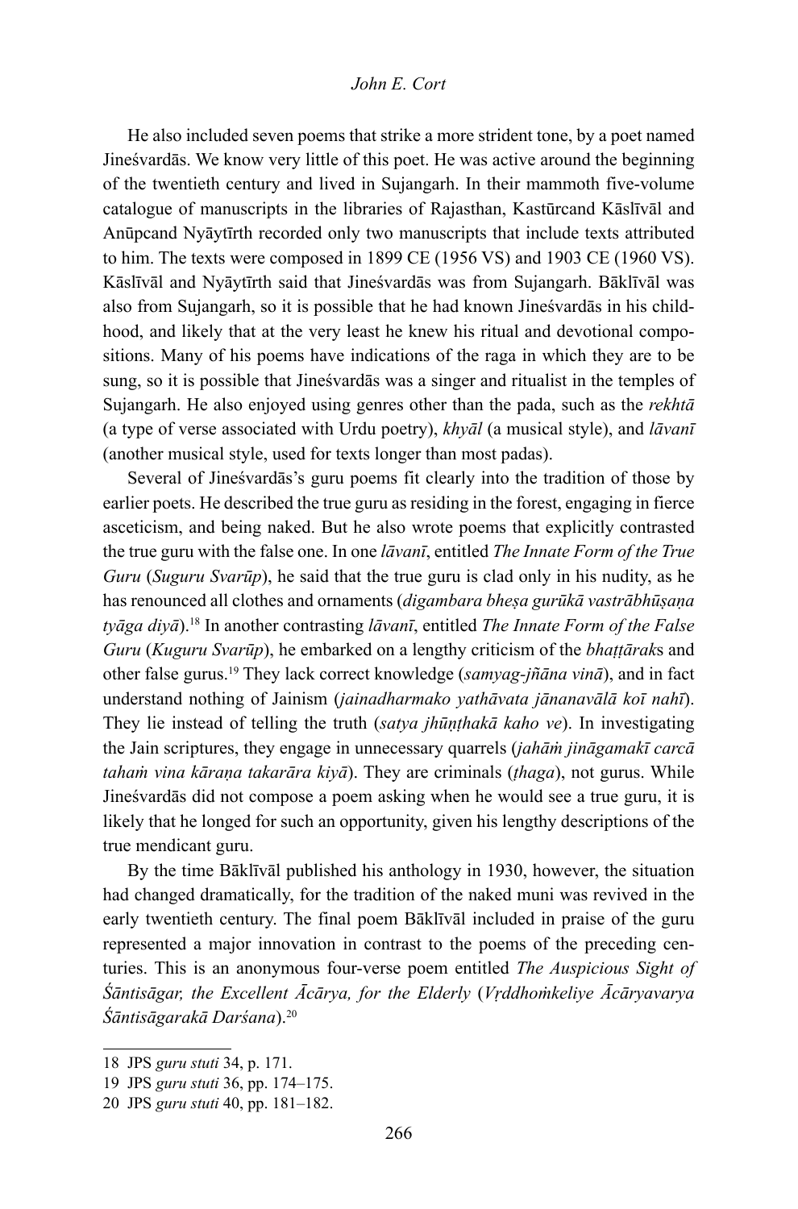He also included seven poems that strike a more strident tone, by a poet named Jineśvardās. We know very little of this poet. He was active around the beginning of the twentieth century and lived in Sujangarh. In their mammoth five-volume catalogue of manuscripts in the libraries of Rajasthan, Kastūrcand Kāslīvāl and Anūpcand Nyāytīrth recorded only two manuscripts that include texts attributed to him. The texts were composed in 1899 CE (1956 VS) and 1903 CE (1960 VS). Kāslīvāl and Nyāytīrth said that Jineśvardās was from Sujangarh. Bāklīvāl was also from Sujangarh, so it is possible that he had known Jineśvardās in his childhood, and likely that at the very least he knew his ritual and devotional compositions. Many of his poems have indications of the raga in which they are to be sung, so it is possible that Jineśvardās was a singer and ritualist in the temples of Sujangarh. He also enjoyed using genres other than the pada, such as the *rekhtā* (a type of verse associated with Urdu poetry), *khyāl* (a musical style), and *lāvanī* (another musical style, used for texts longer than most padas).

Several of Jineśvardās's guru poems fit clearly into the tradition of those by earlier poets. He described the true guru as residing in the forest, engaging in fierce asceticism, and being naked. But he also wrote poems that explicitly contrasted the true guru with the false one. In one *lāvanī*, entitled *The Innate Form of the True Guru* (*Suguru Svarūp*), he said that the true guru is clad only in his nudity, as he has renounced all clothes and ornaments (*digambara bheṣa gurūkā vastrābhūṣaṇa tyāga diyā*).[18] In another contrasting *lāvanī*, entitled *The Innate Form of the False Guru* (*Kuguru Svarūp*), he embarked on a lengthy criticism of the *bhaṭṭārak*s and other false gurus.[19] They lack correct knowledge (*samyag-jñāna vinā*), and in fact understand nothing of Jainism (*jainadharmako yathāvata jānanavālā koī nahī*). They lie instead of telling the truth (*satya jhūṇṭhakā kaho ve*). In investigating the Jain scriptures, they engage in unnecessary quarrels (*jahāṁ jināgamakī carcā tahaṁ vina kāraṇa takarāra kiyā*). They are criminals (*ṭhaga*), not gurus. While Jineśvardās did not compose a poem asking when he would see a true guru, it is likely that he longed for such an opportunity, given his lengthy descriptions of the true mendicant guru.

By the time Bāklīvāl published his anthology in 1930, however, the situation had changed dramatically, for the tradition of the naked muni was revived in the early twentieth century. The final poem Bāklīvāl included in praise of the guru represented a major innovation in contrast to the poems of the preceding centuries. This is an anonymous four-verse poem entitled *The Auspicious Sight of Śāntisāgar, the Excellent Ācārya, for the Elderly* (*Vṛddhoṁkeliye Ācāryavarya Śāntisāgarakā Darśana*).[20]

---

18 JPS *guru stuti* 34, p. 171.

19 JPS *guru stuti* 36, pp. 174–175.

20 JPS *guru stuti* 40, pp. 181–182.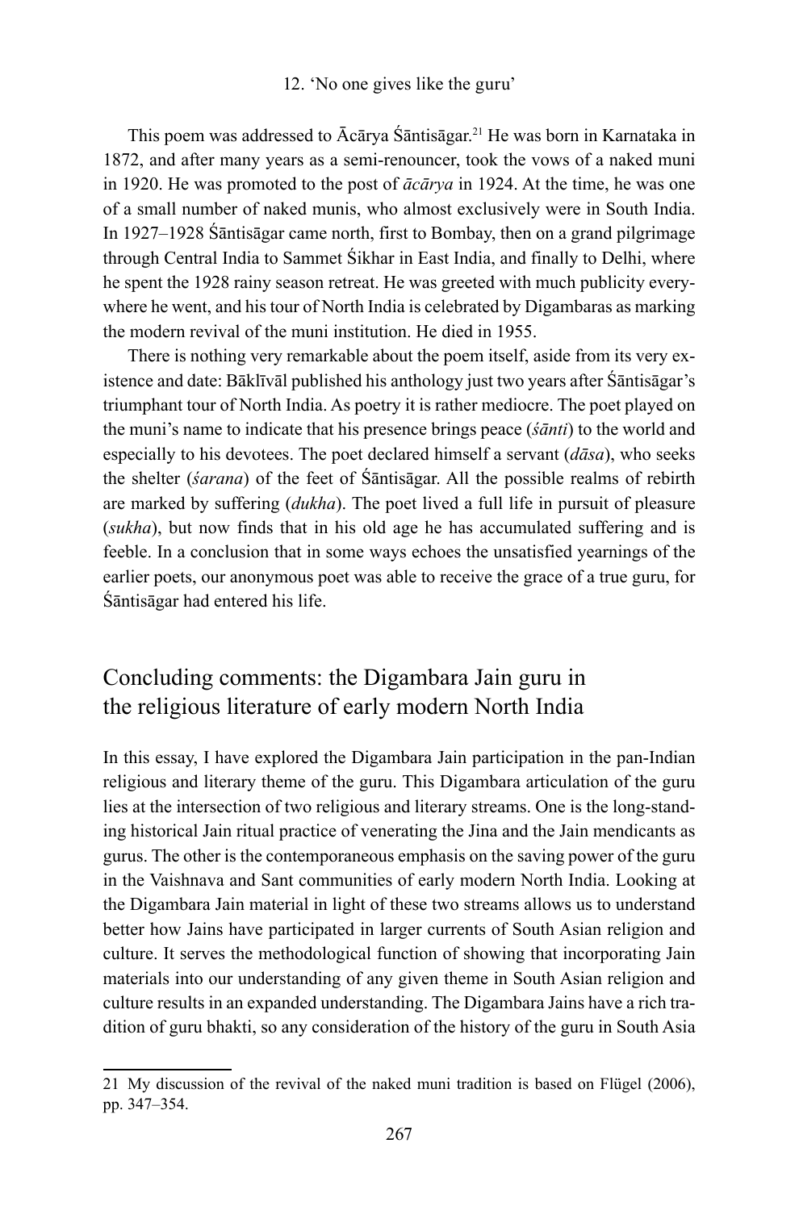12. 'No one gives like the guru'

This poem was addressed to Ācārya Śāntisāgar.[21] He was born in Karnataka in 1872, and after many years as a semi-renouncer, took the vows of a naked muni in 1920. He was promoted to the post of *ācārya* in 1924. At the time, he was one of a small number of naked munis, who almost exclusively were in South India. In 1927–1928 Śāntisāgar came north, first to Bombay, then on a grand pilgrimage through Central India to Sammet Śikhar in East India, and finally to Delhi, where he spent the 1928 rainy season retreat. He was greeted with much publicity everywhere he went, and his tour of North India is celebrated by Digambaras as marking the modern revival of the muni institution. He died in 1955.

There is nothing very remarkable about the poem itself, aside from its very existence and date: Bāklīvāl published his anthology just two years after Śāntisāgar's triumphant tour of North India. As poetry it is rather mediocre. The poet played on the muni's name to indicate that his presence brings peace (*śānti*) to the world and especially to his devotees. The poet declared himself a servant (*dāsa*), who seeks the shelter (*śarana*) of the feet of Śāntisāgar. All the possible realms of rebirth are marked by suffering (*dukha*). The poet lived a full life in pursuit of pleasure (*sukha*), but now finds that in his old age he has accumulated suffering and is feeble. In a conclusion that in some ways echoes the unsatisfied yearnings of the earlier poets, our anonymous poet was able to receive the grace of a true guru, for Śāntisāgar had entered his life.

## Concluding comments: the Digambara Jain guru in the religious literature of early modern North India

In this essay, I have explored the Digambara Jain participation in the pan-Indian religious and literary theme of the guru. This Digambara articulation of the guru lies at the intersection of two religious and literary streams. One is the long-standing historical Jain ritual practice of venerating the Jina and the Jain mendicants as gurus. The other is the contemporaneous emphasis on the saving power of the guru in the Vaishnava and Sant communities of early modern North India. Looking at the Digambara Jain material in light of these two streams allows us to understand better how Jains have participated in larger currents of South Asian religion and culture. It serves the methodological function of showing that incorporating Jain materials into our understanding of any given theme in South Asian religion and culture results in an expanded understanding. The Digambara Jains have a rich tradition of guru bhakti, so any consideration of the history of the guru in South Asia

21 My discussion of the revival of the naked muni tradition is based on Flügel (2006), pp. 347–354.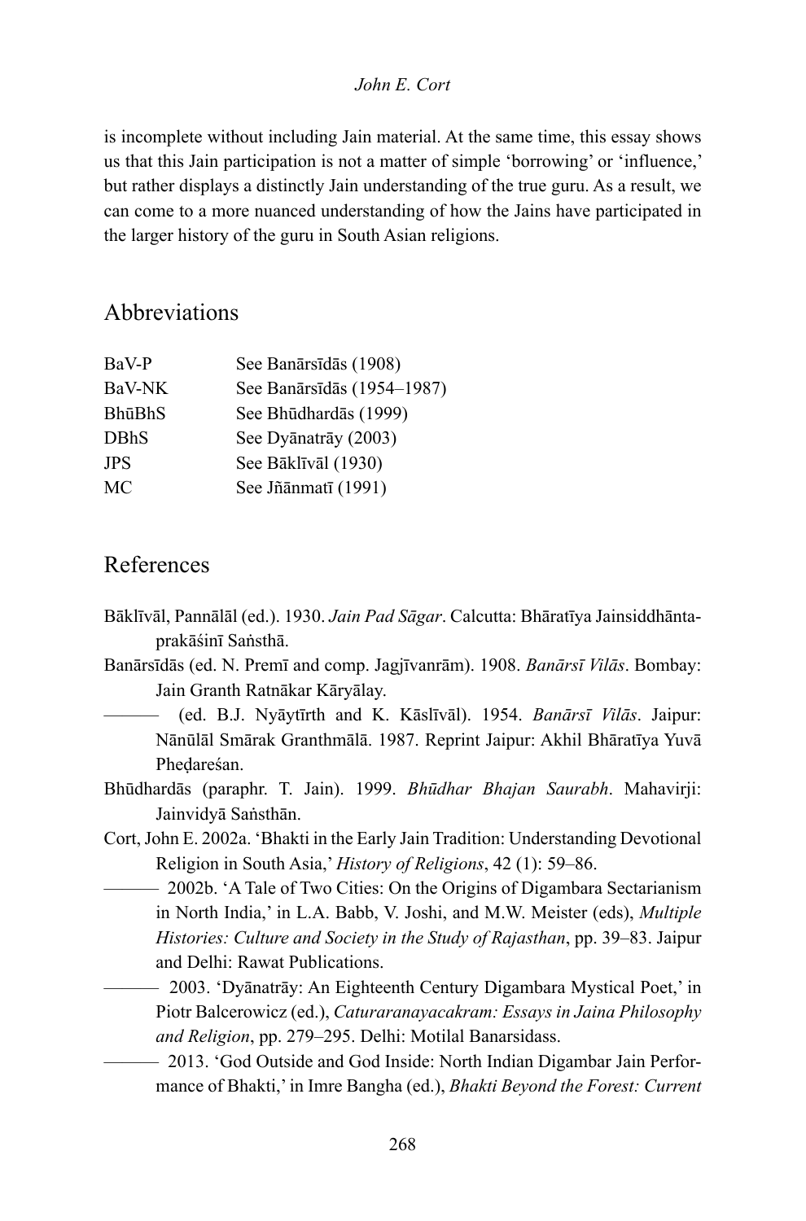is incomplete without including Jain material. At the same time, this essay shows us that this Jain participation is not a matter of simple 'borrowing' or 'influence,' but rather displays a distinctly Jain understanding of the true guru. As a result, we can come to a more nuanced understanding of how the Jains have participated in the larger history of the guru in South Asian religions.

## Abbreviations

| | |
|---|---|
| BaV-P | See Banārsīdās (1908) |
| BaV-NK | See Banārsīdās (1954–1987) |
| BhūBhS | See Bhūdhardās (1999) |
| DBhS | See Dyānatrāy (2003) |
| JPS | See Bāklīvāl (1930) |
| MC | See Jñānmatī (1991) |

## References

Bāklīvāl, Pannālāl (ed.). 1930. *Jain Pad Sāgar*. Calcutta: Bhāratīya Jainsiddhānta-prakāśinī Saṅsthā.

Banārsīdās (ed. N. Premī and comp. Jagjīvanrām). 1908. *Banārsī Vilās*. Bombay: Jain Granth Ratnākar Kāryālay.

——— (ed. B.J. Nyāytīrth and K. Kāslīvāl). 1954. *Banārsī Vilās*. Jaipur: Nānūlāl Smārak Granthmālā. 1987. Reprint Jaipur: Akhil Bhāratīya Yuvā Pheḍareśan.

Bhūdhardās (paraphr. T. Jain). 1999. *Bhūdhar Bhajan Saurabh*. Mahavirji: Jainvidyā Saṅsthān.

Cort, John E. 2002a. 'Bhakti in the Early Jain Tradition: Understanding Devotional Religion in South Asia,' *History of Religions*, 42 (1): 59–86.

——— 2002b. 'A Tale of Two Cities: On the Origins of Digambara Sectarianism in North India,' in L.A. Babb, V. Joshi, and M.W. Meister (eds), *Multiple Histories: Culture and Society in the Study of Rajasthan*, pp. 39–83. Jaipur and Delhi: Rawat Publications.

——— 2003. 'Dyānatrāy: An Eighteenth Century Digambara Mystical Poet,' in Piotr Balcerowicz (ed.), *Caturaranayacakram: Essays in Jaina Philosophy and Religion*, pp. 279–295. Delhi: Motilal Banarsidass.

——— 2013. 'God Outside and God Inside: North Indian Digambar Jain Performance of Bhakti,' in Imre Bangha (ed.), *Bhakti Beyond the Forest: Current*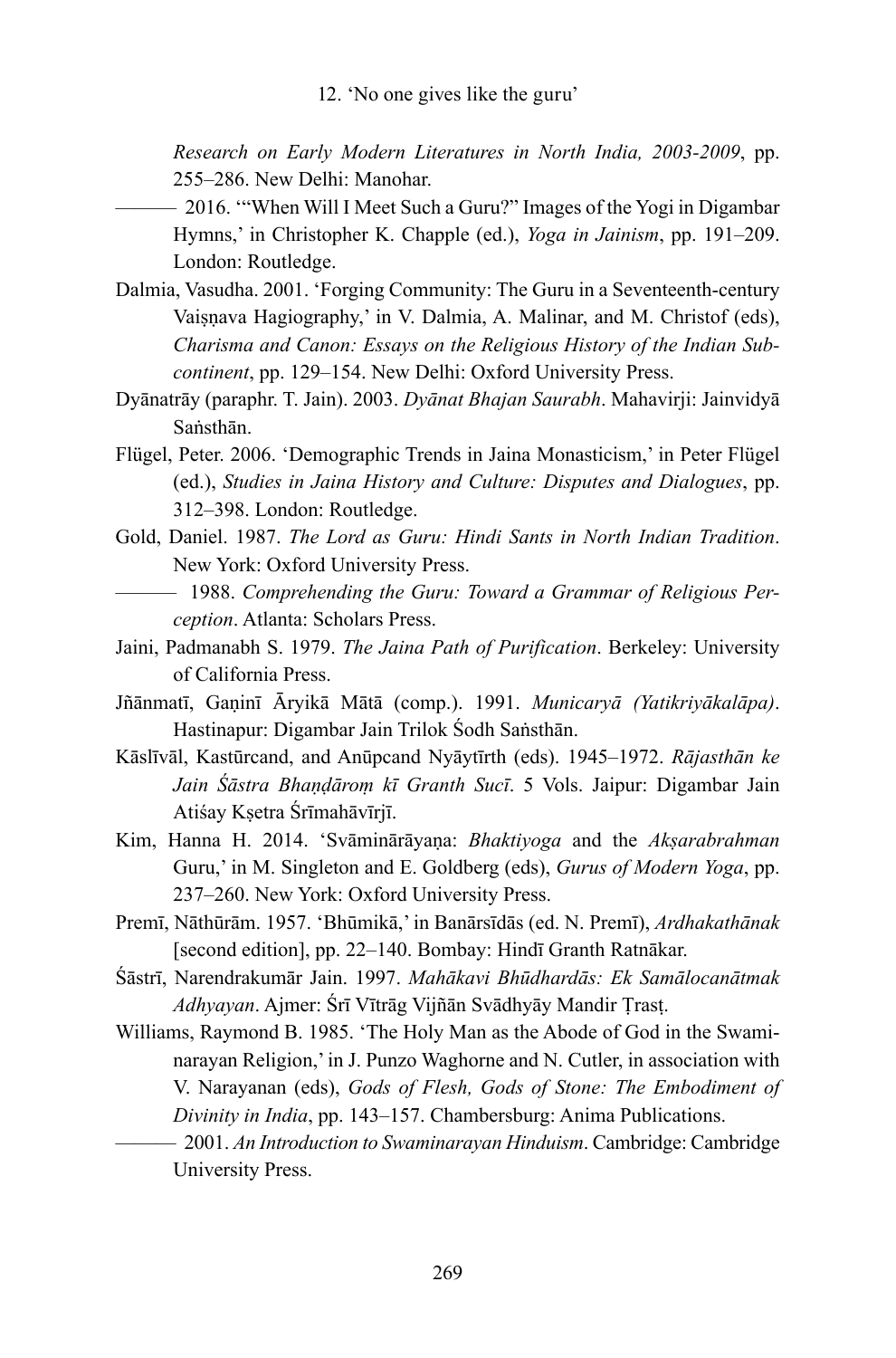*Research on Early Modern Literatures in North India, 2003-2009*, pp. 255–286. New Delhi: Manohar.

——— 2016. '"When Will I Meet Such a Guru?" Images of the Yogi in Digambar Hymns,' in Christopher K. Chapple (ed.), *Yoga in Jainism*, pp. 191–209. London: Routledge.

Dalmia, Vasudha. 2001. 'Forging Community: The Guru in a Seventeenth-century Vaiṣṇava Hagiography,' in V. Dalmia, A. Malinar, and M. Christof (eds), *Charisma and Canon: Essays on the Religious History of the Indian Subcontinent*, pp. 129–154. New Delhi: Oxford University Press.

Dyānatrāy (paraphr. T. Jain). 2003. *Dyānat Bhajan Saurabh*. Mahavirji: Jainvidyā Saṅsthān.

Flügel, Peter. 2006. 'Demographic Trends in Jaina Monasticism,' in Peter Flügel (ed.), *Studies in Jaina History and Culture: Disputes and Dialogues*, pp. 312–398. London: Routledge.

Gold, Daniel. 1987. *The Lord as Guru: Hindi Sants in North Indian Tradition*. New York: Oxford University Press.

——— 1988. *Comprehending the Guru: Toward a Grammar of Religious Perception*. Atlanta: Scholars Press.

Jaini, Padmanabh S. 1979. *The Jaina Path of Purification*. Berkeley: University of California Press.

Jñānmatī, Gaṇinī Āryikā Mātā (comp.). 1991. *Municaryā (Yatikriyākalāpa)*. Hastinapur: Digambar Jain Trilok Śodh Saṅsthān.

Kāslīvāl, Kastūrcand, and Anūpcand Nyāytīrth (eds). 1945–1972. *Rājasthān ke Jain Śāstra Bhaṇḍāroṃ kī Granth Sucī*. 5 Vols. Jaipur: Digambar Jain Atiśay Kṣetra Śrīmahāvīrjī.

Kim, Hanna H. 2014. 'Svāminārāyaṇa: *Bhaktiyoga* and the *Akṣarabrahman* Guru,' in M. Singleton and E. Goldberg (eds), *Gurus of Modern Yoga*, pp. 237–260. New York: Oxford University Press.

Premī, Nāthūrām. 1957. 'Bhūmikā,' in Banārsīdās (ed. N. Premī), *Ardhakathānak* [second edition], pp. 22–140. Bombay: Hindī Granth Ratnākar.

Śāstrī, Narendrakumār Jain. 1997. *Mahākavi Bhūdhardās: Ek Samālocanātmak Adhyayan*. Ajmer: Śrī Vītrāg Vijñān Svādhyāy Mandir Ṭrasṭ.

Williams, Raymond B. 1985. 'The Holy Man as the Abode of God in the Swaminarayan Religion,' in J. Punzo Waghorne and N. Cutler, in association with V. Narayanan (eds), *Gods of Flesh, Gods of Stone: The Embodiment of Divinity in India*, pp. 143–157. Chambersburg: Anima Publications.

——— 2001. *An Introduction to Swaminarayan Hinduism*. Cambridge: Cambridge University Press.